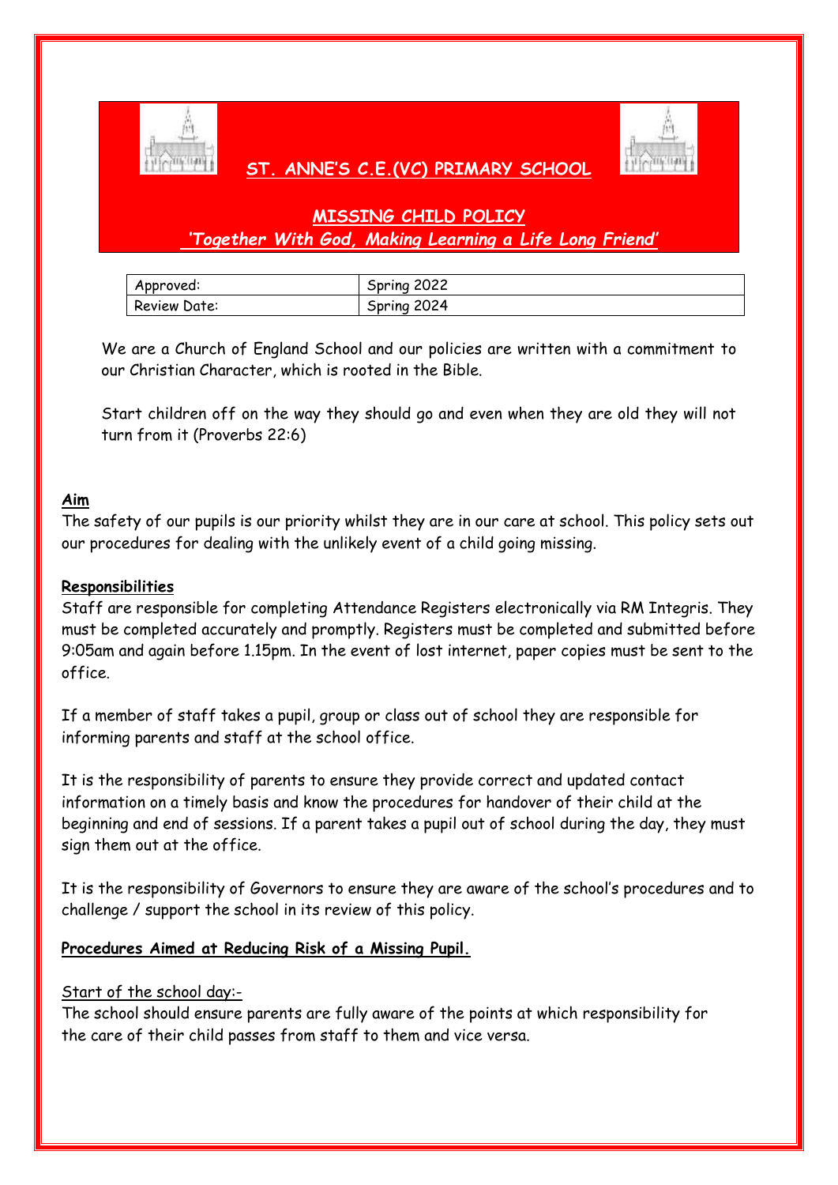# ST. ANNE'S C.E.(VC) PRIMARY SCHOOL

## MISSING CHILD POLICY

*'Together With God, Making Learning a Life Long Friend'*

| Approved: | Spring 2022 |
|---|---|
| Review Date: | Spring 2024 |

We are a Church of England School and our policies are written with a commitment to our Christian Character, which is rooted in the Bible.

Start children off on the way they should go and even when they are old they will not turn from it (Proverbs 22:6)

**Aim**

The safety of our pupils is our priority whilst they are in our care at school. This policy sets out our procedures for dealing with the unlikely event of a child going missing.

**Responsibilities**

Staff are responsible for completing Attendance Registers electronically via RM Integris. They must be completed accurately and promptly. Registers must be completed and submitted before 9:05am and again before 1.15pm. In the event of lost internet, paper copies must be sent to the office.

If a member of staff takes a pupil, group or class out of school they are responsible for informing parents and staff at the school office.

It is the responsibility of parents to ensure they provide correct and updated contact information on a timely basis and know the procedures for handover of their child at the beginning and end of sessions. If a parent takes a pupil out of school during the day, they must sign them out at the office.

It is the responsibility of Governors to ensure they are aware of the school's procedures and to challenge / support the school in its review of this policy.

**Procedures Aimed at Reducing Risk of a Missing Pupil.**

Start of the school day:-

The school should ensure parents are fully aware of the points at which responsibility for the care of their child passes from staff to them and vice versa.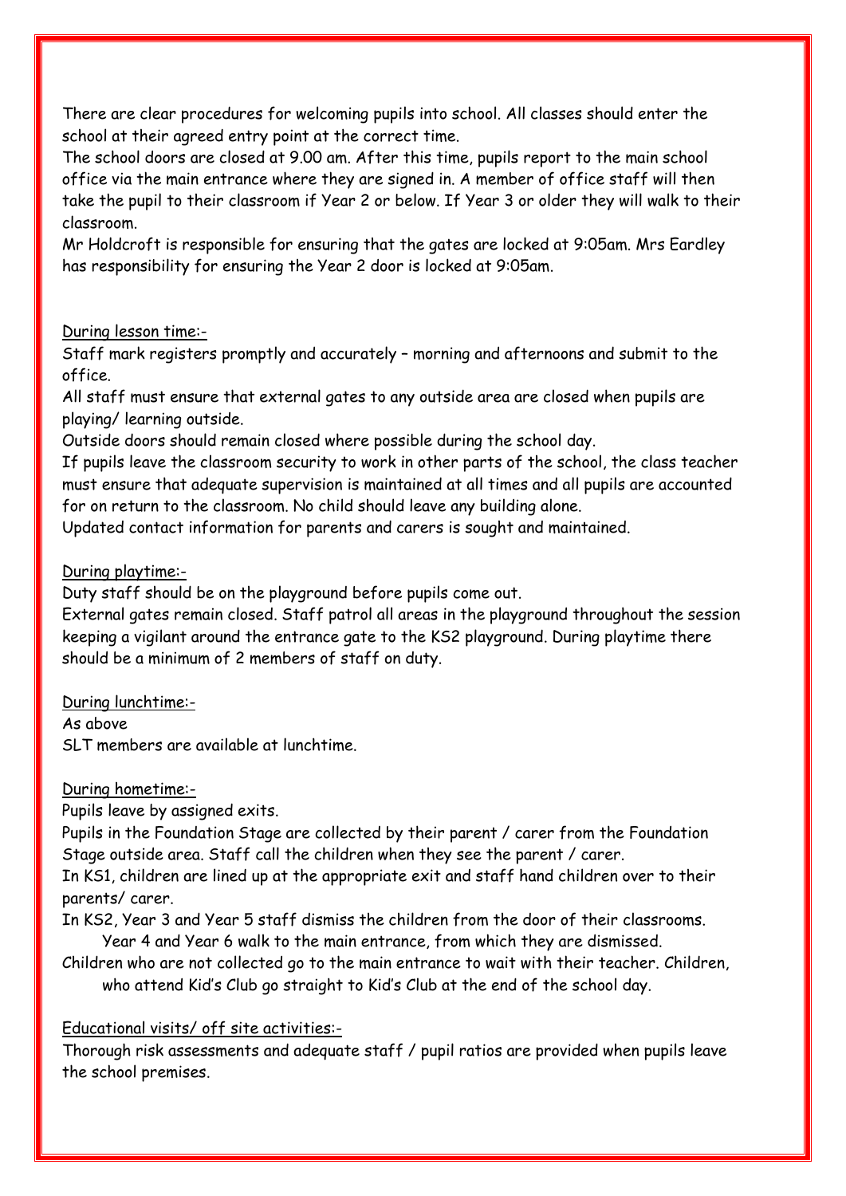There are clear procedures for welcoming pupils into school. All classes should enter the school at their agreed entry point at the correct time.

The school doors are closed at 9.00 am. After this time, pupils report to the main school office via the main entrance where they are signed in. A member of office staff will then take the pupil to their classroom if Year 2 or below. If Year 3 or older they will walk to their classroom.

Mr Holdcroft is responsible for ensuring that the gates are locked at 9:05am. Mrs Eardley has responsibility for ensuring the Year 2 door is locked at 9:05am.

<u>During lesson time:-</u>

Staff mark registers promptly and accurately – morning and afternoons and submit to the office.

All staff must ensure that external gates to any outside area are closed when pupils are playing/ learning outside.

Outside doors should remain closed where possible during the school day.

If pupils leave the classroom security to work in other parts of the school, the class teacher must ensure that adequate supervision is maintained at all times and all pupils are accounted for on return to the classroom. No child should leave any building alone.

Updated contact information for parents and carers is sought and maintained.

<u>During playtime:-</u>

Duty staff should be on the playground before pupils come out.

External gates remain closed. Staff patrol all areas in the playground throughout the session keeping a vigilant around the entrance gate to the KS2 playground. During playtime there should be a minimum of 2 members of staff on duty.

<u>During lunchtime:-</u>

As above

SLT members are available at lunchtime.

<u>During hometime:-</u>

Pupils leave by assigned exits.

Pupils in the Foundation Stage are collected by their parent / carer from the Foundation Stage outside area. Staff call the children when they see the parent / carer.

In KS1, children are lined up at the appropriate exit and staff hand children over to their parents/ carer.

In KS2, Year 3 and Year 5 staff dismiss the children from the door of their classrooms. Year 4 and Year 6 walk to the main entrance, from which they are dismissed.

Children who are not collected go to the main entrance to wait with their teacher. Children, who attend Kid's Club go straight to Kid's Club at the end of the school day.

<u>Educational visits/ off site activities:-</u>

Thorough risk assessments and adequate staff / pupil ratios are provided when pupils leave the school premises.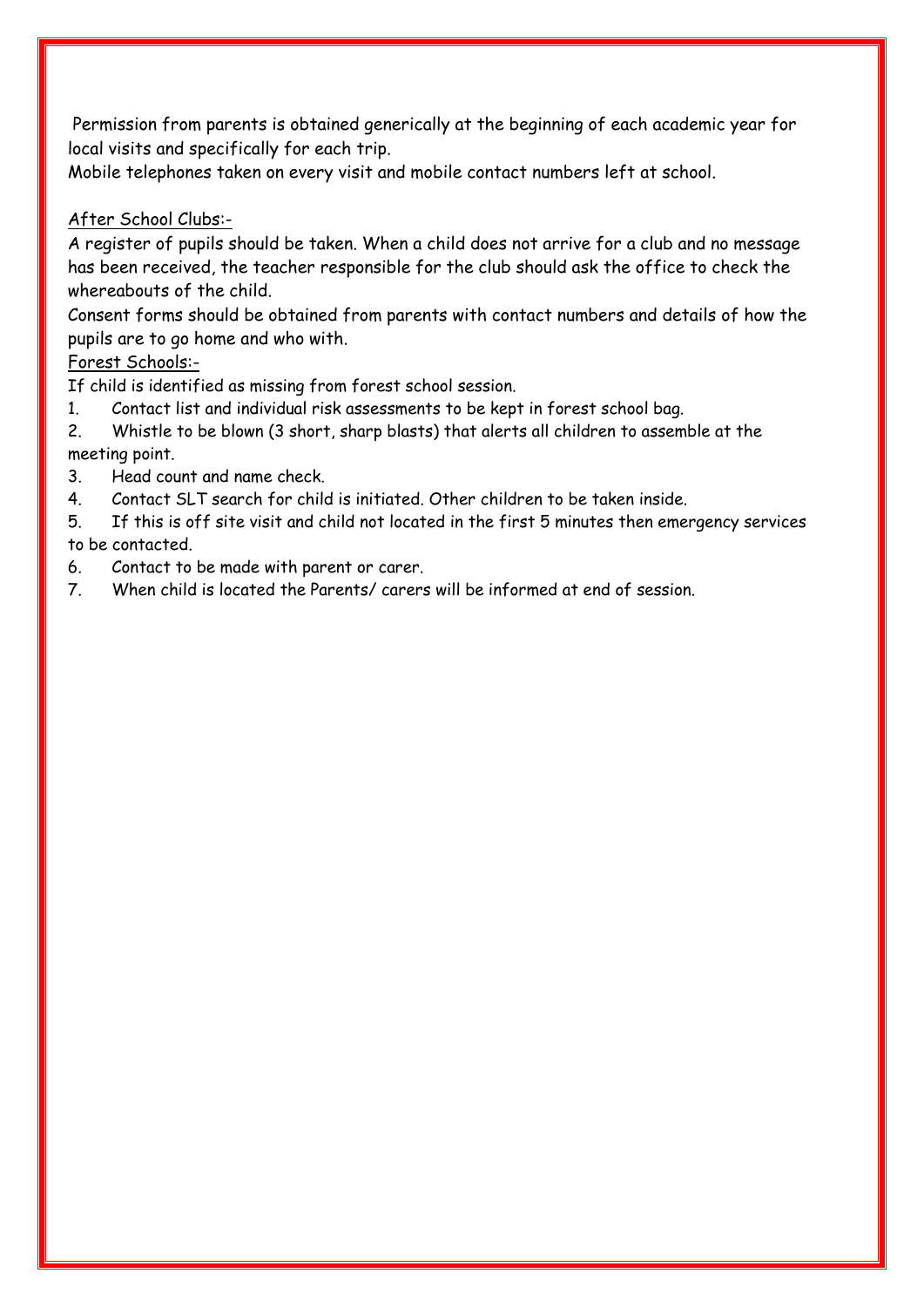Permission from parents is obtained generically at the beginning of each academic year for local visits and specifically for each trip.

Mobile telephones taken on every visit and mobile contact numbers left at school.

<u>After School Clubs:-</u>

A register of pupils should be taken. When a child does not arrive for a club and no message has been received, the teacher responsible for the club should ask the office to check the whereabouts of the child.

Consent forms should be obtained from parents with contact numbers and details of how the pupils are to go home and who with.

<u>Forest Schools:-</u>

If child is identified as missing from forest school session.

1. Contact list and individual risk assessments to be kept in forest school bag.
2. Whistle to be blown (3 short, sharp blasts) that alerts all children to assemble at the meeting point.
3. Head count and name check.
4. Contact SLT search for child is initiated. Other children to be taken inside.
5. If this is off site visit and child not located in the first 5 minutes then emergency services to be contacted.
6. Contact to be made with parent or carer.
7. When child is located the Parents/ carers will be informed at end of session.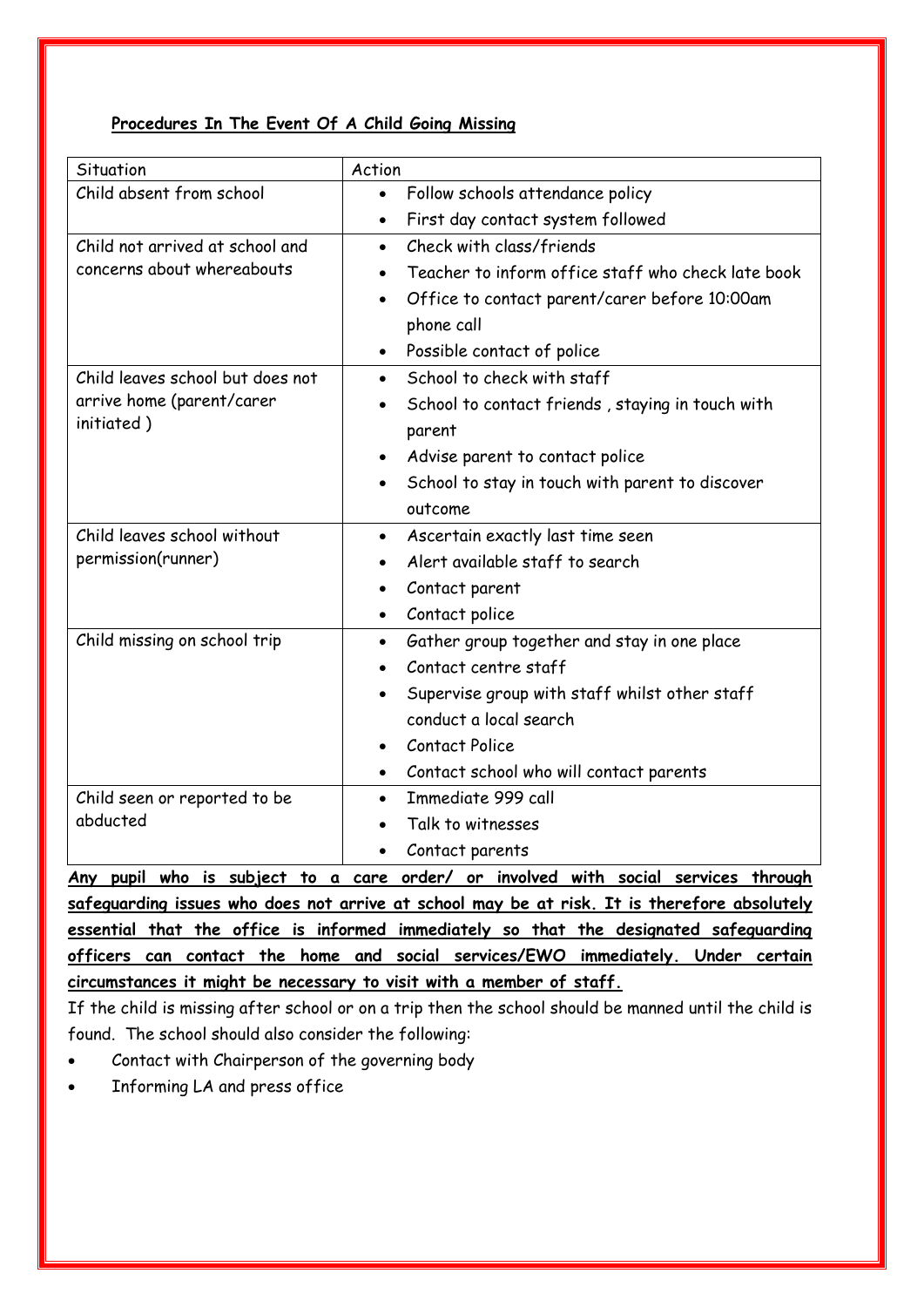## **<u>Procedures In The Event Of A Child Going Missing</u>**

| Situation | Action |
|---|---|
| Child absent from school | • Follow schools attendance policy<br>• First day contact system followed |
| Child not arrived at school and concerns about whereabouts | • Check with class/friends<br>• Teacher to inform office staff who check late book<br>• Office to contact parent/carer before 10:00am phone call<br>• Possible contact of police |
| Child leaves school but does not arrive home (parent/carer initiated ) | • School to check with staff<br>• School to contact friends , staying in touch with parent<br>• Advise parent to contact police<br>• School to stay in touch with parent to discover outcome |
| Child leaves school without permission(runner) | • Ascertain exactly last time seen<br>• Alert available staff to search<br>• Contact parent<br>• Contact police |
| Child missing on school trip | • Gather group together and stay in one place<br>• Contact centre staff<br>• Supervise group with staff whilst other staff conduct a local search<br>• Contact Police<br>• Contact school who will contact parents |
| Child seen or reported to be abducted | • Immediate 999 call<br>• Talk to witnesses<br>• Contact parents |

**<u>Any pupil who is subject to a care order/ or involved with social services through safeguarding issues who does not arrive at school may be at risk. It is therefore absolutely essential that the office is informed immediately so that the designated safeguarding officers can contact the home and social services/EWO immediately. Under certain circumstances it might be necessary to visit with a member of staff.</u>**

If the child is missing after school or on a trip then the school should be manned until the child is found. The school should also consider the following:

- Contact with Chairperson of the governing body
- Informing LA and press office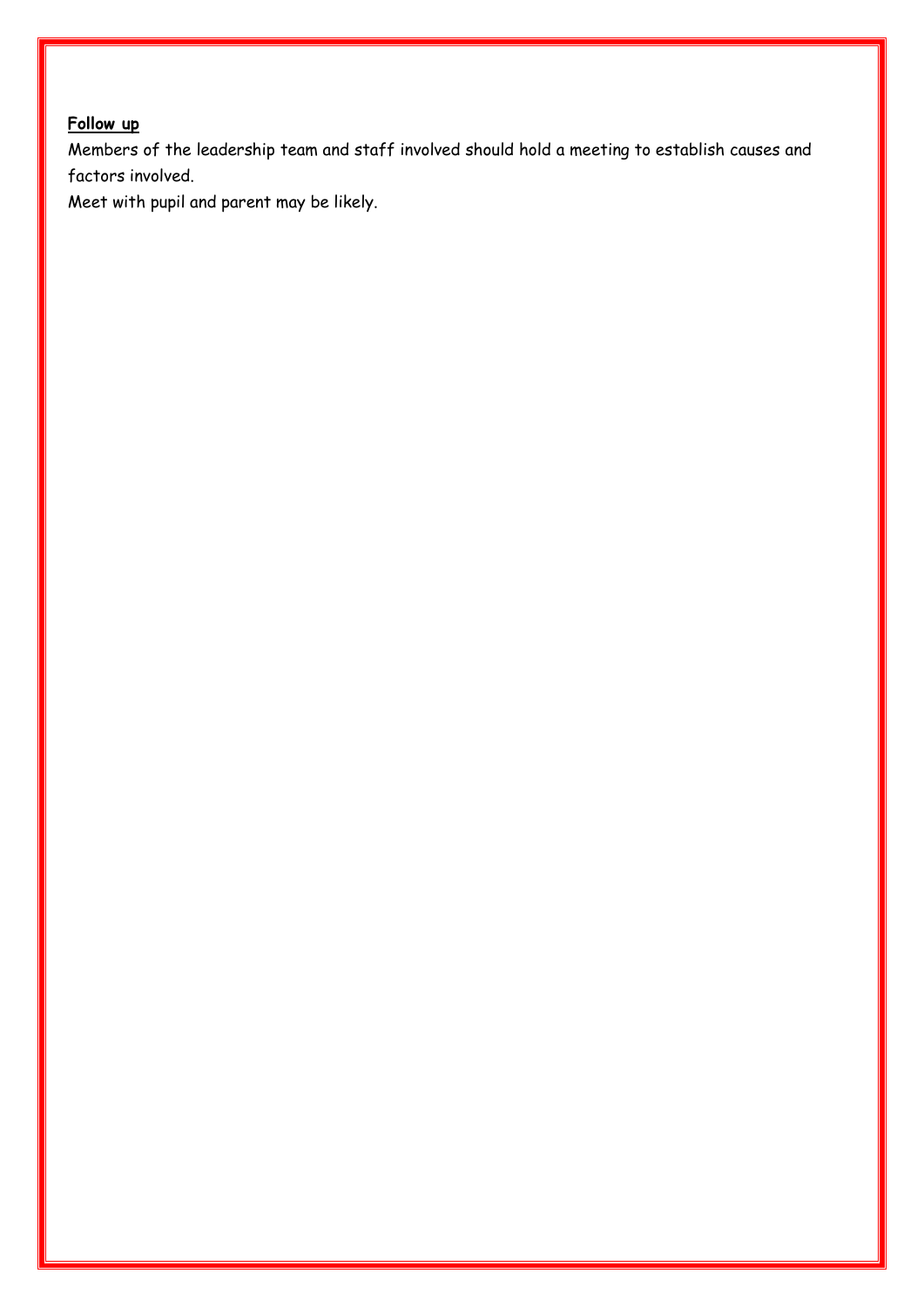**Follow up**

Members of the leadership team and staff involved should hold a meeting to establish causes and factors involved.

Meet with pupil and parent may be likely.